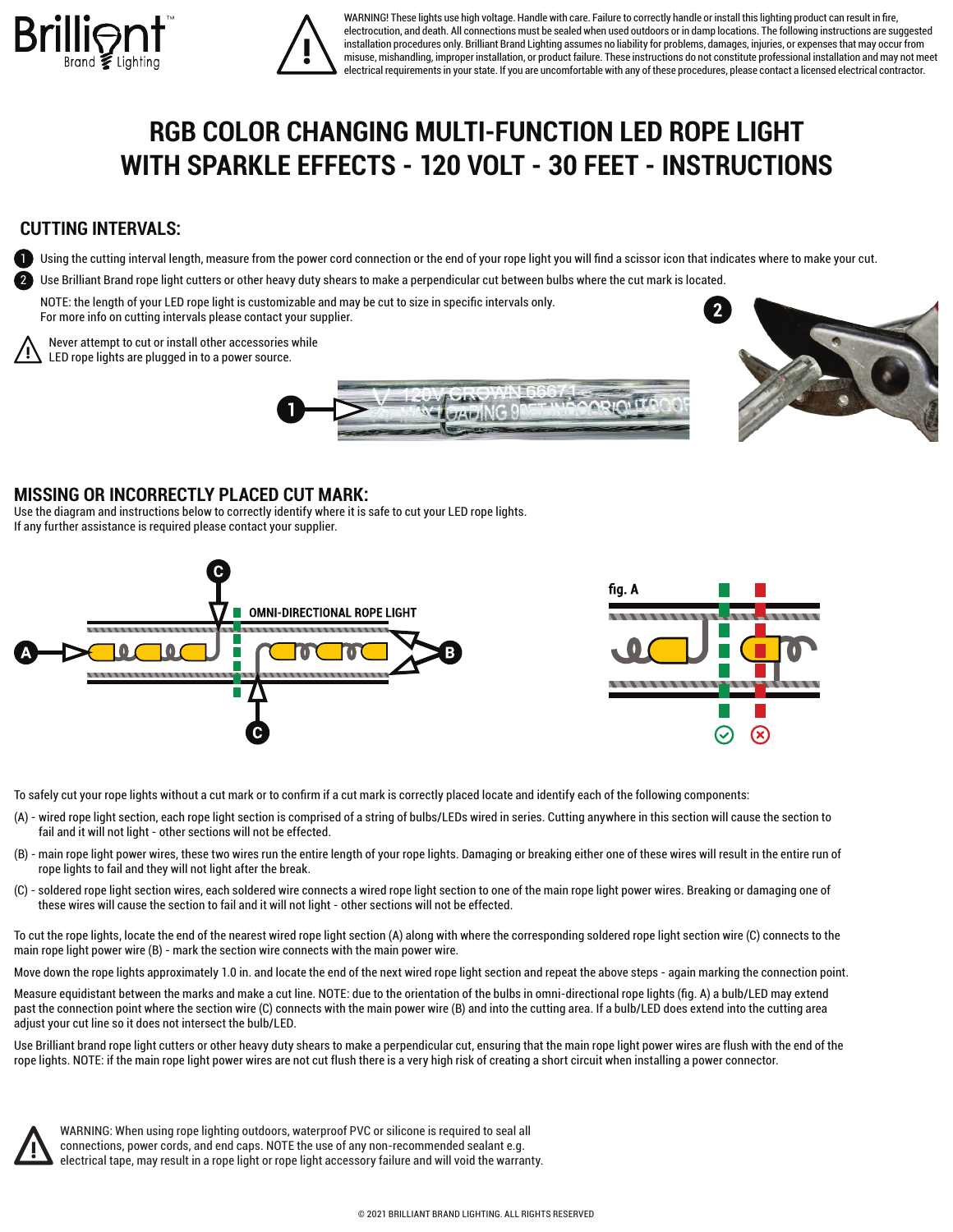WARNING! These lights use high voltage. Handle with care. Failure to correctly handle or install this lighting product can result in fire, electrocution, and death. All connections must be sealed when used outdoors or in damp locations. The following instructions are suggested installation procedures only. Brilliant Brand Lighting assumes no liability for problems, damages, injuries, or expenses that may occur from misuse, mishandling, improper installation, or product failure. These instructions do not constitute professional installation and may not meet electrical requirements in your state. If you are uncomfortable with any of these procedures, please contact a licensed electrical contractor.

# RGB COLOR CHANGING MULTI-FUNCTION LED ROPE LIGHT WITH SPARKLE EFFECTS - 120 VOLT - 30 FEET - INSTRUCTIONS

## CUTTING INTERVALS:

1. Using the cutting interval length, measure from the power cord connection or the end of your rope light you will find a scissor icon that indicates where to make your cut.
2. Use Brilliant Brand rope light cutters or other heavy duty shears to make a perpendicular cut between bulbs where the cut mark is located.

NOTE: the length of your LED rope light is customizable and may be cut to size in specific intervals only.
For more info on cutting intervals please contact your supplier.

Never attempt to cut or install other accessories while LED rope lights are plugged in to a power source.

## MISSING OR INCORRECTLY PLACED CUT MARK:

Use the diagram and instructions below to correctly identify where it is safe to cut your LED rope lights.
If any further assistance is required please contact your supplier.

To safely cut your rope lights without a cut mark or to confirm if a cut mark is correctly placed locate and identify each of the following components:

(A) - wired rope light section, each rope light section is comprised of a string of bulbs/LEDs wired in series. Cutting anywhere in this section will cause the section to fail and it will not light - other sections will not be effected.

(B) - main rope light power wires, these two wires run the entire length of your rope lights. Damaging or breaking either one of these wires will result in the entire run of rope lights to fail and they will not light after the break.

(C) - soldered rope light section wires, each soldered wire connects a wired rope light section to one of the main rope light power wires. Breaking or damaging one of these wires will cause the section to fail and it will not light - other sections will not be effected.

To cut the rope lights, locate the end of the nearest wired rope light section (A) along with where the corresponding soldered rope light section wire (C) connects to the main rope light power wire (B) - mark the section wire connects with the main power wire.

Move down the rope lights approximately 1.0 in. and locate the end of the next wired rope light section and repeat the above steps - again marking the connection point.

Measure equidistant between the marks and make a cut line. NOTE: due to the orientation of the bulbs in omni-directional rope lights (fig. A) a bulb/LED may extend past the connection point where the section wire (C) connects with the main power wire (B) and into the cutting area. If a bulb/LED does extend into the cutting area adjust your cut line so it does not intersect the bulb/LED.

Use Brilliant brand rope light cutters or other heavy duty shears to make a perpendicular cut, ensuring that the main rope light power wires are flush with the end of the rope lights. NOTE: if the main rope light power wires are not cut flush there is a very high risk of creating a short circuit when installing a power connector.

WARNING: When using rope lighting outdoors, waterproof PVC or silicone is required to seal all connections, power cords, and end caps. NOTE the use of any non-recommended sealant e.g. electrical tape, may result in a rope light or rope light accessory failure and will void the warranty.

© 2021 BRILLIANT BRAND LIGHTING. ALL RIGHTS RESERVED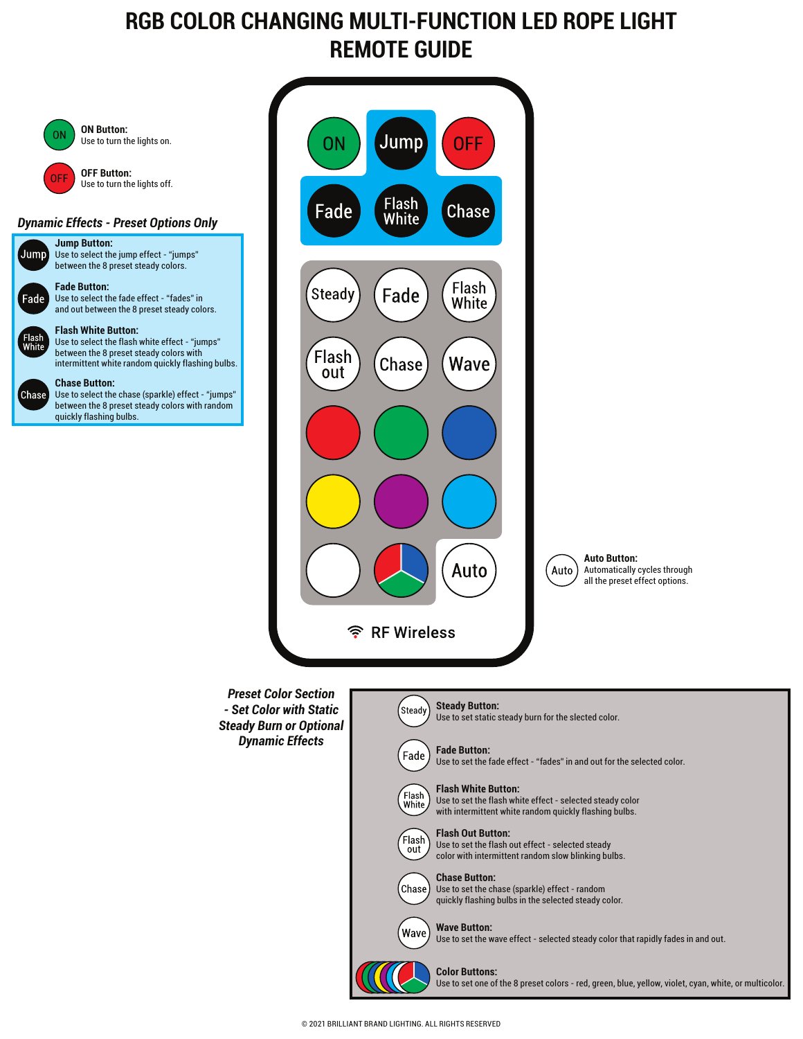# RGB COLOR CHANGING MULTI-FUNCTION LED ROPE LIGHT REMOTE GUIDE

**ON Button:**
Use to turn the lights on.

**OFF Button:**
Use to turn the lights off.

## *Dynamic Effects - Preset Options Only*

**Jump Button:**
Use to select the jump effect - "jumps" between the 8 preset steady colors.

**Fade Button:**
Use to select the fade effect - "fades" in and out between the 8 preset steady colors.

**Flash White Button:**
Use to select the flash white effect - "jumps" between the 8 preset steady colors with intermittent white random quickly flashing bulbs.

**Chase Button:**
Use to select the chase (sparkle) effect - "jumps" between the 8 preset steady colors with random quickly flashing bulbs.

ON
Jump
OFF
Fade
Flash White
Chase
Steady
Fade
Flash White
Flash out
Chase
Wave
Auto
RF Wireless

**Auto Button:**
Automatically cycles through all the preset effect options.

## *Preset Color Section - Set Color with Static Steady Burn or Optional Dynamic Effects*

**Steady Button:**
Use to set static steady burn for the slected color.

**Fade Button:**
Use to set the fade effect - "fades" in and out for the selected color.

**Flash White Button:**
Use to set the flash white effect - selected steady color with intermittent white random quickly flashing bulbs.

**Flash Out Button:**
Use to set the flash out effect - selected steady color with intermittent random slow blinking bulbs.

**Chase Button:**
Use to set the chase (sparkle) effect - random quickly flashing bulbs in the selected steady color.

**Wave Button:**
Use to set the wave effect - selected steady color that rapidly fades in and out.

**Color Buttons:**
Use to set one of the 8 preset colors - red, green, blue, yellow, violet, cyan, white, or multicolor.

© 2021 BRILLIANT BRAND LIGHTING. ALL RIGHTS RESERVED